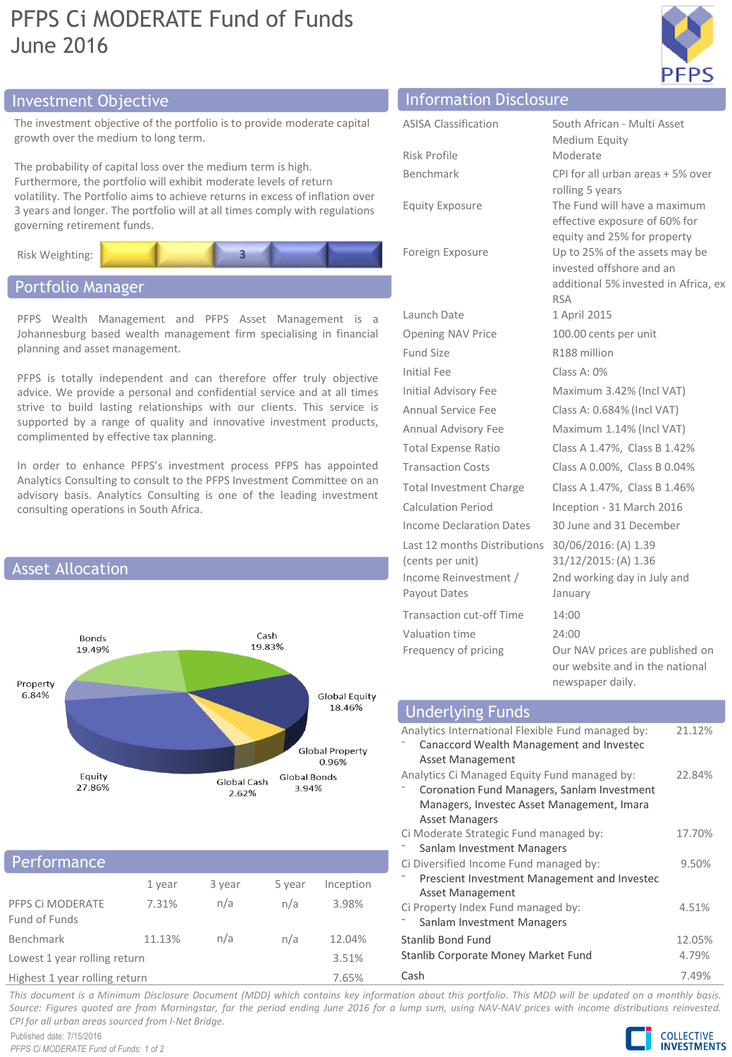# PFPS Ci MODERATE Fund of Funds
## June 2016

## Investment Objective

The investment objective of the portfolio is to provide moderate capital growth over the medium to long term.

The probability of capital loss over the medium term is high. Furthermore, the portfolio will exhibit moderate levels of return volatility. The Portfolio aims to achieve returns in excess of inflation over 3 years and longer. The portfolio will at all times comply with regulations governing retirement funds.

Risk Weighting: 3

## Portfolio Manager

PFPS Wealth Management and PFPS Asset Management is a Johannesburg based wealth management firm specialising in financial planning and asset management.

PFPS is totally independent and can therefore offer truly objective advice. We provide a personal and confidential service and at all times strive to build lasting relationships with our clients. This service is supported by a range of quality and innovative investment products, complimented by effective tax planning.

In order to enhance PFPS's investment process PFPS has appointed Analytics Consulting to consult to the PFPS Investment Committee on an advisory basis. Analytics Consulting is one of the leading investment consulting operations in South Africa.

## Asset Allocation

| Asset | Allocation |
|---|---|
| Bonds | 19.49% |
| Cash | 19.83% |
| Property | 6.84% |
| Global Equity | 18.46% |
| Global Property | 0.96% |
| Equity | 27.86% |
| Global Cash | 2.62% |
| Global Bonds | 3.94% |

## Performance

| | 1 year | 3 year | 5 year | Inception |
|---|---|---|---|---|
| PFPS Ci MODERATE Fund of Funds | 7.31% | n/a | n/a | 3.98% |
| Benchmark | 11.13% | n/a | n/a | 12.04% |
| Lowest 1 year rolling return | | | | 3.51% |
| Highest 1 year rolling return | | | | 7.65% |

## Information Disclosure

| | |
|---|---|
| ASISA Classification | South African - Multi Asset Medium Equity |
| Risk Profile | Moderate |
| Benchmark | CPI for all urban areas + 5% over rolling 5 years |
| Equity Exposure | The Fund will have a maximum effective exposure of 60% for equity and 25% for property |
| Foreign Exposure | Up to 25% of the assets may be invested offshore and an additional 5% invested in Africa, ex RSA |
| Launch Date | 1 April 2015 |
| Opening NAV Price | 100.00 cents per unit |
| Fund Size | R188 million |
| Initial Fee | Class A: 0% |
| Initial Advisory Fee | Maximum 3.42% (Incl VAT) |
| Annual Service Fee | Class A: 0.684% (Incl VAT) |
| Annual Advisory Fee | Maximum 1.14% (Incl VAT) |
| Total Expense Ratio | Class A 1.47%, Class B 1.42% |
| Transaction Costs | Class A 0.00%, Class B 0.04% |
| Total Investment Charge | Class A 1.47%, Class B 1.46% |
| Calculation Period | Inception - 31 March 2016 |
| Income Declaration Dates | 30 June and 31 December |
| Last 12 months Distributions (cents per unit) | 30/06/2016: (A) 1.39<br>31/12/2015: (A) 1.36 |
| Income Reinvestment / Payout Dates | 2nd working day in July and January |
| Transaction cut-off Time | 14:00 |
| Valuation time | 24:00 |
| Frequency of pricing | Our NAV prices are published on our website and in the national newspaper daily. |

## Underlying Funds

| Fund | Weight |
|---|---|
| Analytics International Flexible Fund managed by:<br>- Canaccord Wealth Management and Investec Asset Management | 21.12% |
| Analytics Ci Managed Equity Fund managed by:<br>- Coronation Fund Managers, Sanlam Investment Managers, Investec Asset Management, Imara Asset Managers | 22.84% |
| Ci Moderate Strategic Fund managed by:<br>- Sanlam Investment Managers | 17.70% |
| Ci Diversified Income Fund managed by:<br>- Prescient Investment Management and Investec Asset Management | 9.50% |
| Ci Property Index Fund managed by:<br>- Sanlam Investment Managers | 4.51% |
| Stanlib Bond Fund | 12.05% |
| Stanlib Corporate Money Market Fund | 4.79% |
| Cash | 7.49% |

*This document is a Minimum Disclosure Document (MDD) which contains key information about this portfolio. This MDD will be updated on a monthly basis. Source: Figures quoted are from Morningstar, for the period ending June 2016 for a lump sum, using NAV-NAV prices with income distributions reinvested. CPI for all urban areas sourced from I-Net Bridge.*

Published date: 7/15/2016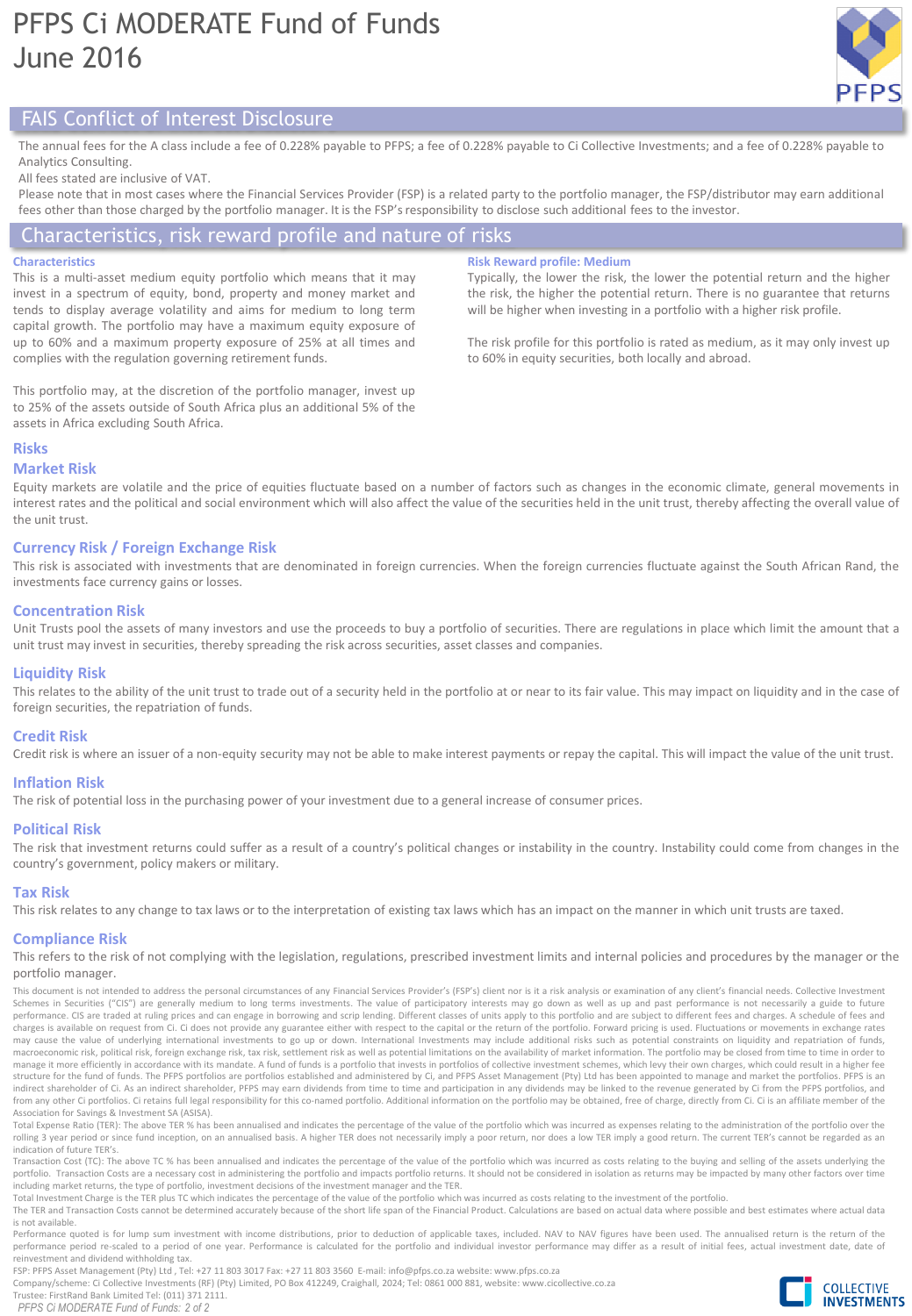# PFPS Ci MODERATE Fund of Funds
June 2016

## FAIS Conflict of Interest Disclosure

The annual fees for the A class include a fee of 0.228% payable to PFPS; a fee of 0.228% payable to Ci Collective Investments; and a fee of 0.228% payable to Analytics Consulting.

All fees stated are inclusive of VAT.

Please note that in most cases where the Financial Services Provider (FSP) is a related party to the portfolio manager, the FSP/distributor may earn additional fees other than those charged by the portfolio manager. It is the FSP's responsibility to disclose such additional fees to the investor.

## Characteristics, risk reward profile and nature of risks

### Characteristics

This is a multi-asset medium equity portfolio which means that it may invest in a spectrum of equity, bond, property and money market and tends to display average volatility and aims for medium to long term capital growth. The portfolio may have a maximum equity exposure of up to 60% and a maximum property exposure of 25% at all times and complies with the regulation governing retirement funds.

This portfolio may, at the discretion of the portfolio manager, invest up to 25% of the assets outside of South Africa plus an additional 5% of the assets in Africa excluding South Africa.

### Risk Reward profile: Medium

Typically, the lower the risk, the lower the potential return and the higher the risk, the higher the potential return. There is no guarantee that returns will be higher when investing in a portfolio with a higher risk profile.

The risk profile for this portfolio is rated as medium, as it may only invest up to 60% in equity securities, both locally and abroad.

### Risks

#### Market Risk

Equity markets are volatile and the price of equities fluctuate based on a number of factors such as changes in the economic climate, general movements in interest rates and the political and social environment which will also affect the value of the securities held in the unit trust, thereby affecting the overall value of the unit trust.

#### Currency Risk / Foreign Exchange Risk

This risk is associated with investments that are denominated in foreign currencies. When the foreign currencies fluctuate against the South African Rand, the investments face currency gains or losses.

#### Concentration Risk

Unit Trusts pool the assets of many investors and use the proceeds to buy a portfolio of securities. There are regulations in place which limit the amount that a unit trust may invest in securities, thereby spreading the risk across securities, asset classes and companies.

#### Liquidity Risk

This relates to the ability of the unit trust to trade out of a security held in the portfolio at or near to its fair value. This may impact on liquidity and in the case of foreign securities, the repatriation of funds.

#### Credit Risk

Credit risk is where an issuer of a non-equity security may not be able to make interest payments or repay the capital. This will impact the value of the unit trust.

#### Inflation Risk

The risk of potential loss in the purchasing power of your investment due to a general increase of consumer prices.

#### Political Risk

The risk that investment returns could suffer as a result of a country's political changes or instability in the country. Instability could come from changes in the country's government, policy makers or military.

#### Tax Risk

This risk relates to any change to tax laws or to the interpretation of existing tax laws which has an impact on the manner in which unit trusts are taxed.

#### Compliance Risk

This refers to the risk of not complying with the legislation, regulations, prescribed investment limits and internal policies and procedures by the manager or the portfolio manager.

This document is not intended to address the personal circumstances of any Financial Services Provider's (FSP's) client nor is it a risk analysis or examination of any client's financial needs. Collective Investment Schemes in Securities ("CIS") are generally medium to long terms investments. The value of participatory interests may go down as well as up and past performance is not necessarily a guide to future performance. CIS are traded at ruling prices and can engage in borrowing and scrip lending. Different classes of units apply to this portfolio and are subject to different fees and charges. A schedule of fees and charges is available on request from Ci. Ci does not provide any guarantee either with respect to the capital or the return of the portfolio. Forward pricing is used. Fluctuations or movements in exchange rates may cause the value of underlying international investments to go up or down. International Investments may include additional risks such as potential constraints on liquidity and repatriation of funds, macroeconomic risk, political risk, foreign exchange risk, tax risk, settlement risk as well as potential limitations on the availability of market information. The portfolio may be closed from time to time in order to manage it more efficiently in accordance with its mandate. A fund of funds is a portfolio that invests in portfolios of collective investment schemes, which levy their own charges, which could result in a higher fee structure for the fund of funds. The PFPS portfolios are portfolios established and administered by Ci, and PFPS Asset Management (Pty) Ltd has been appointed to manage and market the portfolios. PFPS is an indirect shareholder of Ci. As an indirect shareholder, PFPS may earn dividends from time to time and participation in any dividends may be linked to the revenue generated by Ci from the PFPS portfolios, and from any other Ci portfolios. Ci retains full legal responsibility for this co-named portfolio. Additional information on the portfolio may be obtained, free of charge, directly from Ci. Ci is an affiliate member of the Association for Savings & Investment SA (ASISA).

Total Expense Ratio (TER): The above TER % has been annualised and indicates the percentage of the value of the portfolio which was incurred as expenses relating to the administration of the portfolio over the rolling 3 year period or since fund inception, on an annualised basis. A higher TER does not necessarily imply a poor return, nor does a low TER imply a good return. The current TER's cannot be regarded as an indication of future TER's.

Transaction Cost (TC): The above TC % has been annualised and indicates the percentage of the value of the portfolio which was incurred as costs relating to the buying and selling of the assets underlying the portfolio. Transaction Costs are a necessary cost in administering the portfolio and impacts portfolio returns. It should not be considered in isolation as returns may be impacted by many other factors over time including market returns, the type of portfolio, investment decisions of the investment manager and the TER.

Total Investment Charge is the TER plus TC which indicates the percentage of the value of the portfolio which was incurred as costs relating to the investment of the portfolio.

The TER and Transaction Costs cannot be determined accurately because of the short life span of the Financial Product. Calculations are based on actual data where possible and best estimates where actual data is not available.

Performance quoted is for lump sum investment with income distributions, prior to deduction of applicable taxes, included. NAV to NAV figures have been used. The annualised return is the return of the performance period re-scaled to a period of one year. Performance is calculated for the portfolio and individual investor performance may differ as a result of initial fees, actual investment date, date of reinvestment and dividend withholding tax.

FSP: PFPS Asset Management (Pty) Ltd , Tel: +27 11 803 3017 Fax: +27 11 803 3560 E-mail: info@pfps.co.za website: www.pfps.co.za

Company/scheme: Ci Collective Investments (RF) (Pty) Limited, PO Box 412249, Craighall, 2024; Tel: 0861 000 881, website: www.cicollective.co.za

Trustee: FirstRand Bank Limited Tel: (011) 371 2111.